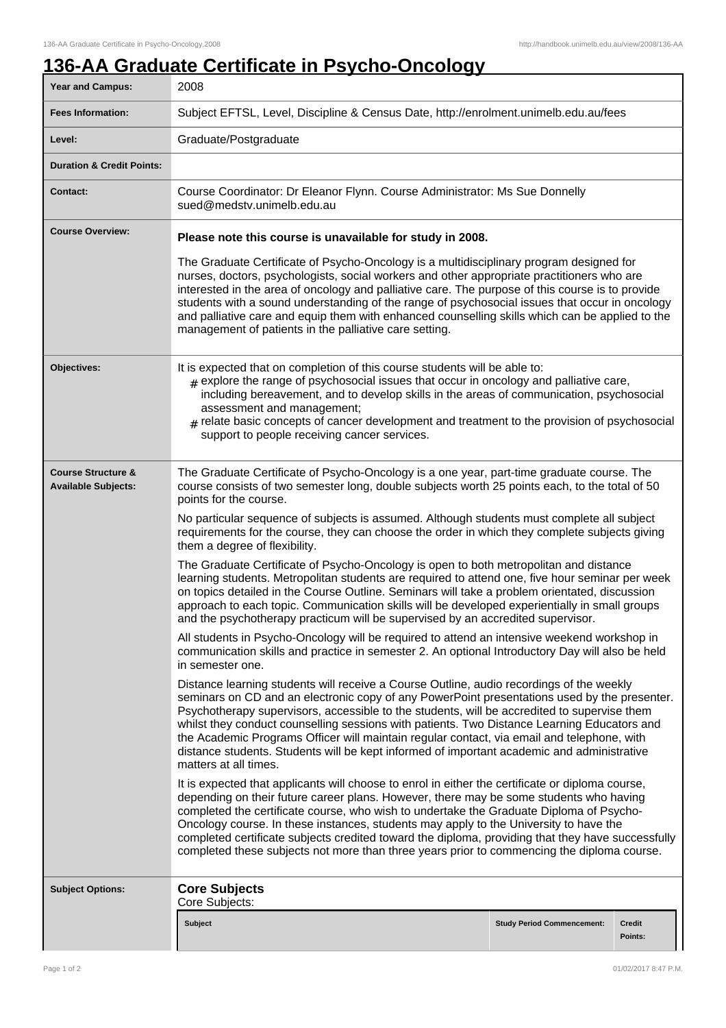# 136-AA Graduate Certificate in Psycho-Oncology

| | |
|---|---|
| **Year and Campus:** | 2008 |
| **Fees Information:** | Subject EFTSL, Level, Discipline & Census Date, http://enrolment.unimelb.edu.au/fees |
| **Level:** | Graduate/Postgraduate |
| **Duration & Credit Points:** | |
| **Contact:** | Course Coordinator: Dr Eleanor Flynn. Course Administrator: Ms Sue Donnelly sued@medstv.unimelb.edu.au |

**Course Overview:**

**Please note this course is unavailable for study in 2008.**

The Graduate Certificate of Psycho-Oncology is a multidisciplinary program designed for nurses, doctors, psychologists, social workers and other appropriate practitioners who are interested in the area of oncology and palliative care. The purpose of this course is to provide students with a sound understanding of the range of psychosocial issues that occur in oncology and palliative care and equip them with enhanced counselling skills which can be applied to the management of patients in the palliative care setting.

**Objectives:**

It is expected that on completion of this course students will be able to:

- explore the range of psychosocial issues that occur in oncology and palliative care, including bereavement, and to develop skills in the areas of communication, psychosocial assessment and management;
- relate basic concepts of cancer development and treatment to the provision of psychosocial support to people receiving cancer services.

**Course Structure & Available Subjects:**

The Graduate Certificate of Psycho-Oncology is a one year, part-time graduate course. The course consists of two semester long, double subjects worth 25 points each, to the total of 50 points for the course.

No particular sequence of subjects is assumed. Although students must complete all subject requirements for the course, they can choose the order in which they complete subjects giving them a degree of flexibility.

The Graduate Certificate of Psycho-Oncology is open to both metropolitan and distance learning students. Metropolitan students are required to attend one, five hour seminar per week on topics detailed in the Course Outline. Seminars will take a problem orientated, discussion approach to each topic. Communication skills will be developed experientially in small groups and the psychotherapy practicum will be supervised by an accredited supervisor.

All students in Psycho-Oncology will be required to attend an intensive weekend workshop in communication skills and practice in semester 2. An optional Introductory Day will also be held in semester one.

Distance learning students will receive a Course Outline, audio recordings of the weekly seminars on CD and an electronic copy of any PowerPoint presentations used by the presenter. Psychotherapy supervisors, accessible to the students, will be accredited to supervise them whilst they conduct counselling sessions with patients. Two Distance Learning Educators and the Academic Programs Officer will maintain regular contact, via email and telephone, with distance students. Students will be kept informed of important academic and administrative matters at all times.

It is expected that applicants will choose to enrol in either the certificate or diploma course, depending on their future career plans. However, there may be some students who having completed the certificate course, who wish to undertake the Graduate Diploma of Psycho-Oncology course. In these instances, students may apply to the University to have the completed certificate subjects credited toward the diploma, providing that they have successfully completed these subjects not more than three years prior to commencing the diploma course.

**Subject Options:**

## Core Subjects

Core Subjects:

| Subject | Study Period Commencement: | Credit Points: |
|---|---|---|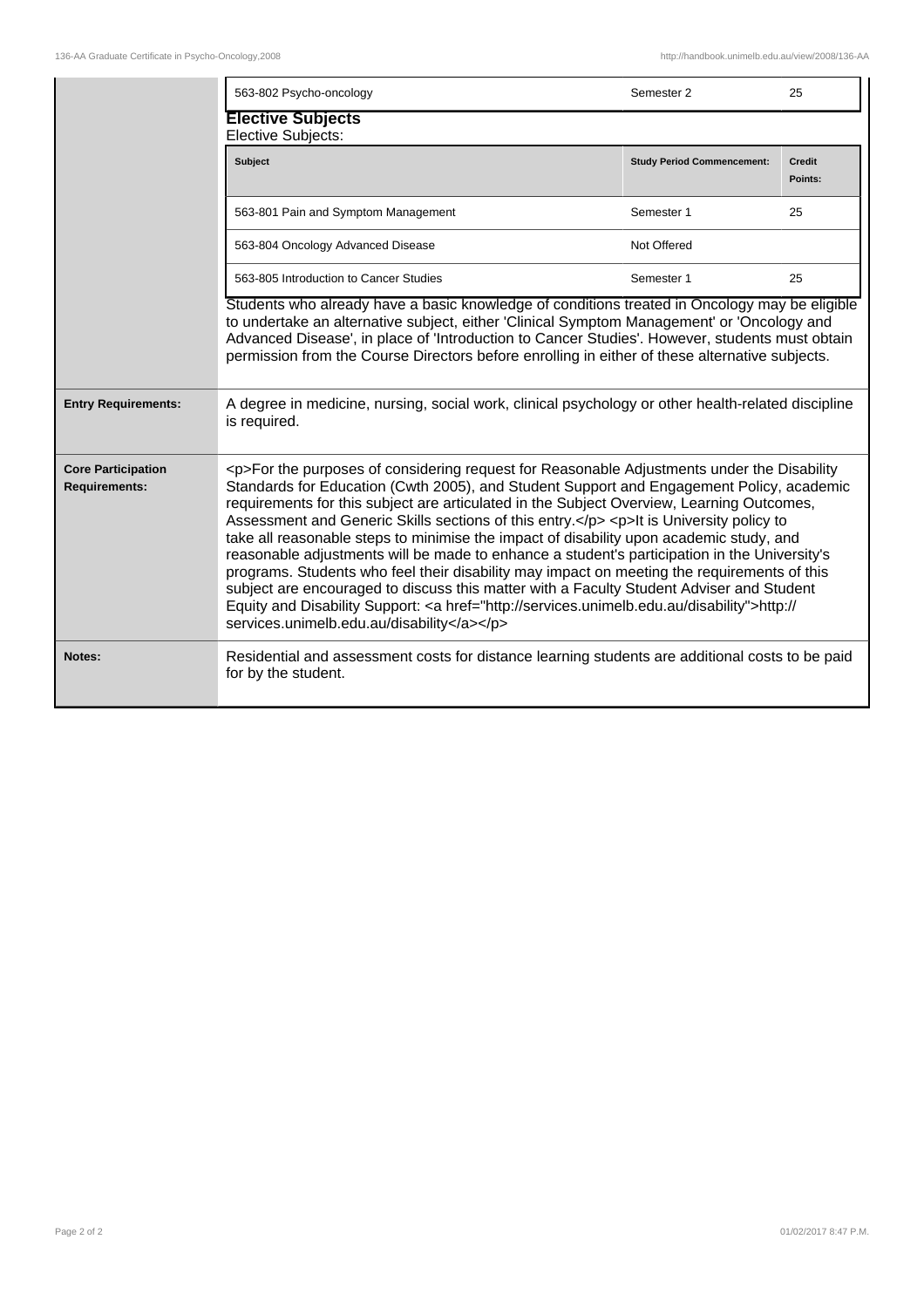| | | |
|---|---|---|
| 563-802 Psycho-oncology | Semester 2 | 25 |

**Elective Subjects**

Elective Subjects:

| Subject | Study Period Commencement: | Credit Points: |
|---|---|---|
| 563-801 Pain and Symptom Management | Semester 1 | 25 |
| 563-804 Oncology Advanced Disease | Not Offered | |
| 563-805 Introduction to Cancer Studies | Semester 1 | 25 |

Students who already have a basic knowledge of conditions treated in Oncology may be eligible to undertake an alternative subject, either 'Clinical Symptom Management' or 'Oncology and Advanced Disease', in place of 'Introduction to Cancer Studies'. However, students must obtain permission from the Course Directors before enrolling in either of these alternative subjects.

**Entry Requirements:**

A degree in medicine, nursing, social work, clinical psychology or other health-related discipline is required.

**Core Participation Requirements:**

<p>For the purposes of considering request for Reasonable Adjustments under the Disability Standards for Education (Cwth 2005), and Student Support and Engagement Policy, academic requirements for this subject are articulated in the Subject Overview, Learning Outcomes, Assessment and Generic Skills sections of this entry.</p> <p>It is University policy to take all reasonable steps to minimise the impact of disability upon academic study, and reasonable adjustments will be made to enhance a student's participation in the University's programs. Students who feel their disability may impact on meeting the requirements of this subject are encouraged to discuss this matter with a Faculty Student Adviser and Student Equity and Disability Support: <a href="http://services.unimelb.edu.au/disability">http://services.unimelb.edu.au/disability</a></p>

**Notes:**

Residential and assessment costs for distance learning students are additional costs to be paid for by the student.